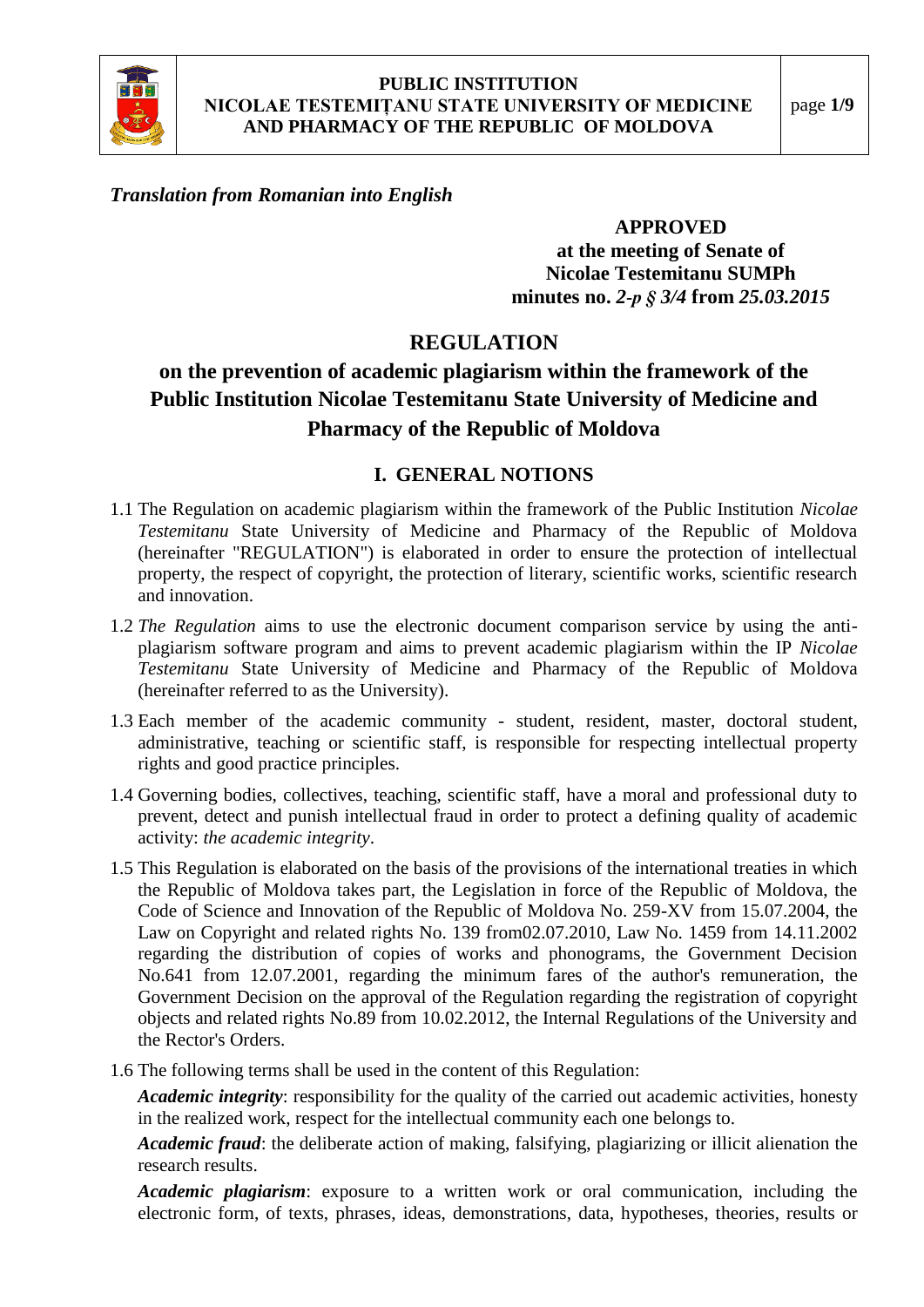*Translation from Romanian into English*

**APPROVED**
**at the meeting of Senate of**
**Nicolae Testemitanu SUMPh**
**minutes no.** ***2-p § 3/4*** **from** ***25.03.2015***

# REGULATION

## on the prevention of academic plagiarism within the framework of the Public Institution Nicolae Testemitanu State University of Medicine and Pharmacy of the Republic of Moldova

### I. GENERAL NOTIONS

1.1 The Regulation on academic plagiarism within the framework of the Public Institution *Nicolae Testemitanu* State University of Medicine and Pharmacy of the Republic of Moldova (hereinafter "REGULATION") is elaborated in order to ensure the protection of intellectual property, the respect of copyright, the protection of literary, scientific works, scientific research and innovation.

1.2 *The Regulation* aims to use the electronic document comparison service by using the anti-plagiarism software program and aims to prevent academic plagiarism within the IP *Nicolae Testemitanu* State University of Medicine and Pharmacy of the Republic of Moldova (hereinafter referred to as the University).

1.3 Each member of the academic community - student, resident, master, doctoral student, administrative, teaching or scientific staff, is responsible for respecting intellectual property rights and good practice principles.

1.4 Governing bodies, collectives, teaching, scientific staff, have a moral and professional duty to prevent, detect and punish intellectual fraud in order to protect a defining quality of academic activity: *the academic integrity*.

1.5 This Regulation is elaborated on the basis of the provisions of the international treaties in which the Republic of Moldova takes part, the Legislation in force of the Republic of Moldova, the Code of Science and Innovation of the Republic of Moldova No. 259-XV from 15.07.2004, the Law on Copyright and related rights No. 139 from02.07.2010, Law No. 1459 from 14.11.2002 regarding the distribution of copies of works and phonograms, the Government Decision No.641 from 12.07.2001, regarding the minimum fares of the author's remuneration, the Government Decision on the approval of the Regulation regarding the registration of copyright objects and related rights No.89 from 10.02.2012, the Internal Regulations of the University and the Rector's Orders.

1.6 The following terms shall be used in the content of this Regulation:

***Academic integrity***: responsibility for the quality of the carried out academic activities, honesty in the realized work, respect for the intellectual community each one belongs to.

***Academic fraud***: the deliberate action of making, falsifying, plagiarizing or illicit alienation the research results.

***Academic plagiarism***: exposure to a written work or oral communication, including the electronic form, of texts, phrases, ideas, demonstrations, data, hypotheses, theories, results or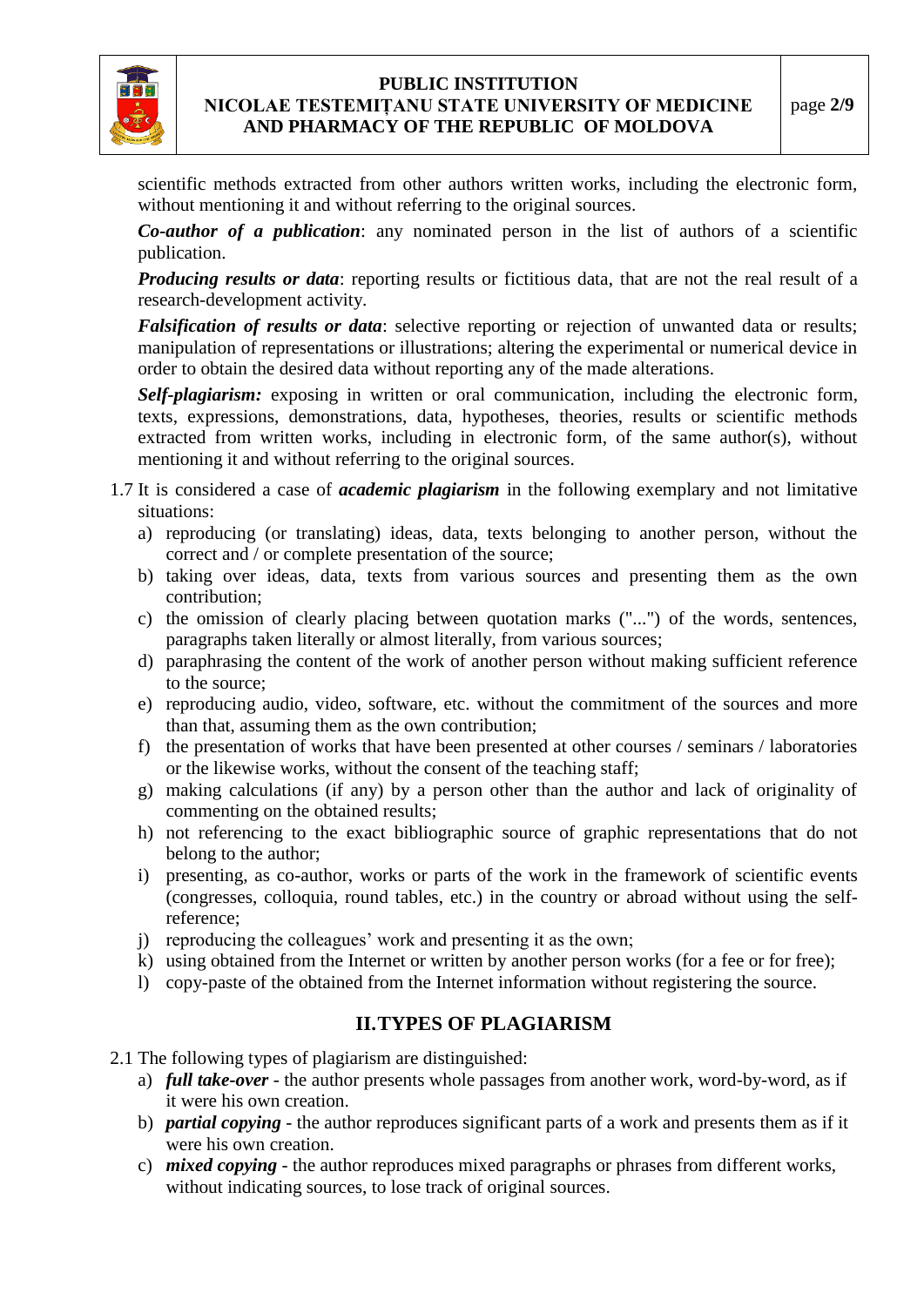scientific methods extracted from other authors written works, including the electronic form, without mentioning it and without referring to the original sources.

***Co-author of a publication***: any nominated person in the list of authors of a scientific publication.

***Producing results or data***: reporting results or fictitious data, that are not the real result of a research-development activity.

***Falsification of results or data***: selective reporting or rejection of unwanted data or results; manipulation of representations or illustrations; altering the experimental or numerical device in order to obtain the desired data without reporting any of the made alterations.

***Self-plagiarism:*** exposing in written or oral communication, including the electronic form, texts, expressions, demonstrations, data, hypotheses, theories, results or scientific methods extracted from written works, including in electronic form, of the same author(s), without mentioning it and without referring to the original sources.

1.7 It is considered a case of ***academic plagiarism*** in the following exemplary and not limitative situations:

a) reproducing (or translating) ideas, data, texts belonging to another person, without the correct and / or complete presentation of the source;
b) taking over ideas, data, texts from various sources and presenting them as the own contribution;
c) the omission of clearly placing between quotation marks ("...") of the words, sentences, paragraphs taken literally or almost literally, from various sources;
d) paraphrasing the content of the work of another person without making sufficient reference to the source;
e) reproducing audio, video, software, etc. without the commitment of the sources and more than that, assuming them as the own contribution;
f) the presentation of works that have been presented at other courses / seminars / laboratories or the likewise works, without the consent of the teaching staff;
g) making calculations (if any) by a person other than the author and lack of originality of commenting on the obtained results;
h) not referencing to the exact bibliographic source of graphic representations that do not belong to the author;
i) presenting, as co-author, works or parts of the work in the framework of scientific events (congresses, colloquia, round tables, etc.) in the country or abroad without using the self-reference;
j) reproducing the colleagues' work and presenting it as the own;
k) using obtained from the Internet or written by another person works (for a fee or for free);
l) copy-paste of the obtained from the Internet information without registering the source.

## II. TYPES OF PLAGIARISM

2.1 The following types of plagiarism are distinguished:

a) ***full take-over*** - the author presents whole passages from another work, word-by-word, as if it were his own creation.
b) ***partial copying*** - the author reproduces significant parts of a work and presents them as if it were his own creation.
c) ***mixed copying*** - the author reproduces mixed paragraphs or phrases from different works, without indicating sources, to lose track of original sources.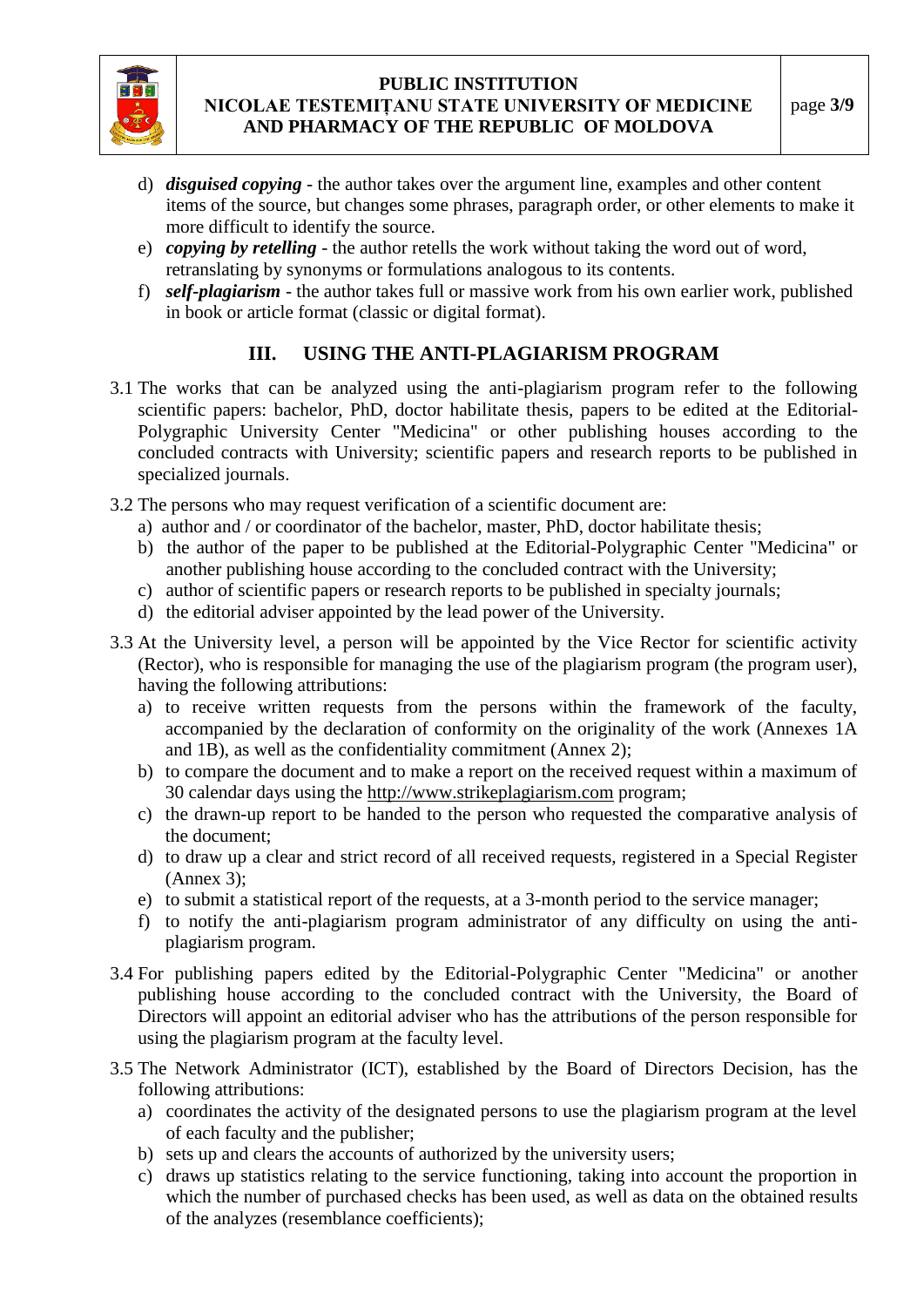d) ***disguised copying*** - the author takes over the argument line, examples and other content items of the source, but changes some phrases, paragraph order, or other elements to make it more difficult to identify the source.

e) ***copying by retelling*** - the author retells the work without taking the word out of word, retranslating by synonyms or formulations analogous to its contents.

f) ***self-plagiarism*** - the author takes full or massive work from his own earlier work, published in book or article format (classic or digital format).

## III. USING THE ANTI-PLAGIARISM PROGRAM

3.1 The works that can be analyzed using the anti-plagiarism program refer to the following scientific papers: bachelor, PhD, doctor habilitate thesis, papers to be edited at the Editorial-Polygraphic University Center "Medicina" or other publishing houses according to the concluded contracts with University; scientific papers and research reports to be published in specialized journals.

3.2 The persons who may request verification of a scientific document are:

a) author and / or coordinator of the bachelor, master, PhD, doctor habilitate thesis;
b) the author of the paper to be published at the Editorial-Polygraphic Center "Medicina" or another publishing house according to the concluded contract with the University;
c) author of scientific papers or research reports to be published in specialty journals;
d) the editorial adviser appointed by the lead power of the University.

3.3 At the University level, a person will be appointed by the Vice Rector for scientific activity (Rector), who is responsible for managing the use of the plagiarism program (the program user), having the following attributions:

a) to receive written requests from the persons within the framework of the faculty, accompanied by the declaration of conformity on the originality of the work (Annexes 1A and 1B), as well as the confidentiality commitment (Annex 2);
b) to compare the document and to make a report on the received request within a maximum of 30 calendar days using the http://www.strikeplagiarism.com program;
c) the drawn-up report to be handed to the person who requested the comparative analysis of the document;
d) to draw up a clear and strict record of all received requests, registered in a Special Register (Annex 3);
e) to submit a statistical report of the requests, at a 3-month period to the service manager;
f) to notify the anti-plagiarism program administrator of any difficulty on using the anti-plagiarism program.

3.4 For publishing papers edited by the Editorial-Polygraphic Center "Medicina" or another publishing house according to the concluded contract with the University, the Board of Directors will appoint an editorial adviser who has the attributions of the person responsible for using the plagiarism program at the faculty level.

3.5 The Network Administrator (ICT), established by the Board of Directors Decision, has the following attributions:

a) coordinates the activity of the designated persons to use the plagiarism program at the level of each faculty and the publisher;
b) sets up and clears the accounts of authorized by the university users;
c) draws up statistics relating to the service functioning, taking into account the proportion in which the number of purchased checks has been used, as well as data on the obtained results of the analyzes (resemblance coefficients);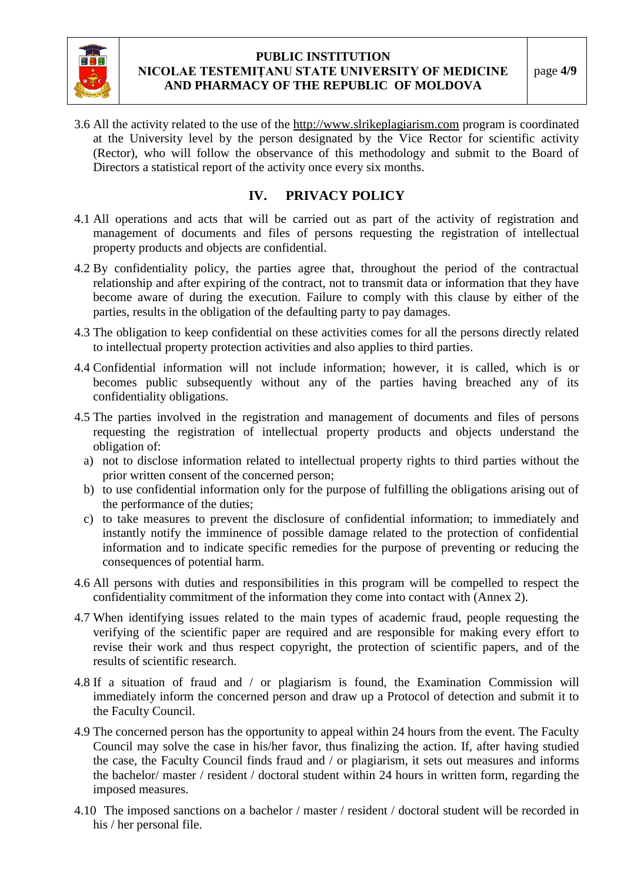3.6 All the activity related to the use of the http://www.slrikeplagiarism.com program is coordinated at the University level by the person designated by the Vice Rector for scientific activity (Rector), who will follow the observance of this methodology and submit to the Board of Directors a statistical report of the activity once every six months.

## IV. PRIVACY POLICY

4.1 All operations and acts that will be carried out as part of the activity of registration and management of documents and files of persons requesting the registration of intellectual property products and objects are confidential.

4.2 By confidentiality policy, the parties agree that, throughout the period of the contractual relationship and after expiring of the contract, not to transmit data or information that they have become aware of during the execution. Failure to comply with this clause by either of the parties, results in the obligation of the defaulting party to pay damages.

4.3 The obligation to keep confidential on these activities comes for all the persons directly related to intellectual property protection activities and also applies to third parties.

4.4 Confidential information will not include information; however, it is called, which is or becomes public subsequently without any of the parties having breached any of its confidentiality obligations.

4.5 The parties involved in the registration and management of documents and files of persons requesting the registration of intellectual property products and objects understand the obligation of:

a) not to disclose information related to intellectual property rights to third parties without the prior written consent of the concerned person;
b) to use confidential information only for the purpose of fulfilling the obligations arising out of the performance of the duties;
c) to take measures to prevent the disclosure of confidential information; to immediately and instantly notify the imminence of possible damage related to the protection of confidential information and to indicate specific remedies for the purpose of preventing or reducing the consequences of potential harm.

4.6 All persons with duties and responsibilities in this program will be compelled to respect the confidentiality commitment of the information they come into contact with (Annex 2).

4.7 When identifying issues related to the main types of academic fraud, people requesting the verifying of the scientific paper are required and are responsible for making every effort to revise their work and thus respect copyright, the protection of scientific papers, and of the results of scientific research.

4.8 If a situation of fraud and / or plagiarism is found, the Examination Commission will immediately inform the concerned person and draw up a Protocol of detection and submit it to the Faculty Council.

4.9 The concerned person has the opportunity to appeal within 24 hours from the event. The Faculty Council may solve the case in his/her favor, thus finalizing the action. If, after having studied the case, the Faculty Council finds fraud and / or plagiarism, it sets out measures and informs the bachelor/ master / resident / doctoral student within 24 hours in written form, regarding the imposed measures.

4.10 The imposed sanctions on a bachelor / master / resident / doctoral student will be recorded in his / her personal file.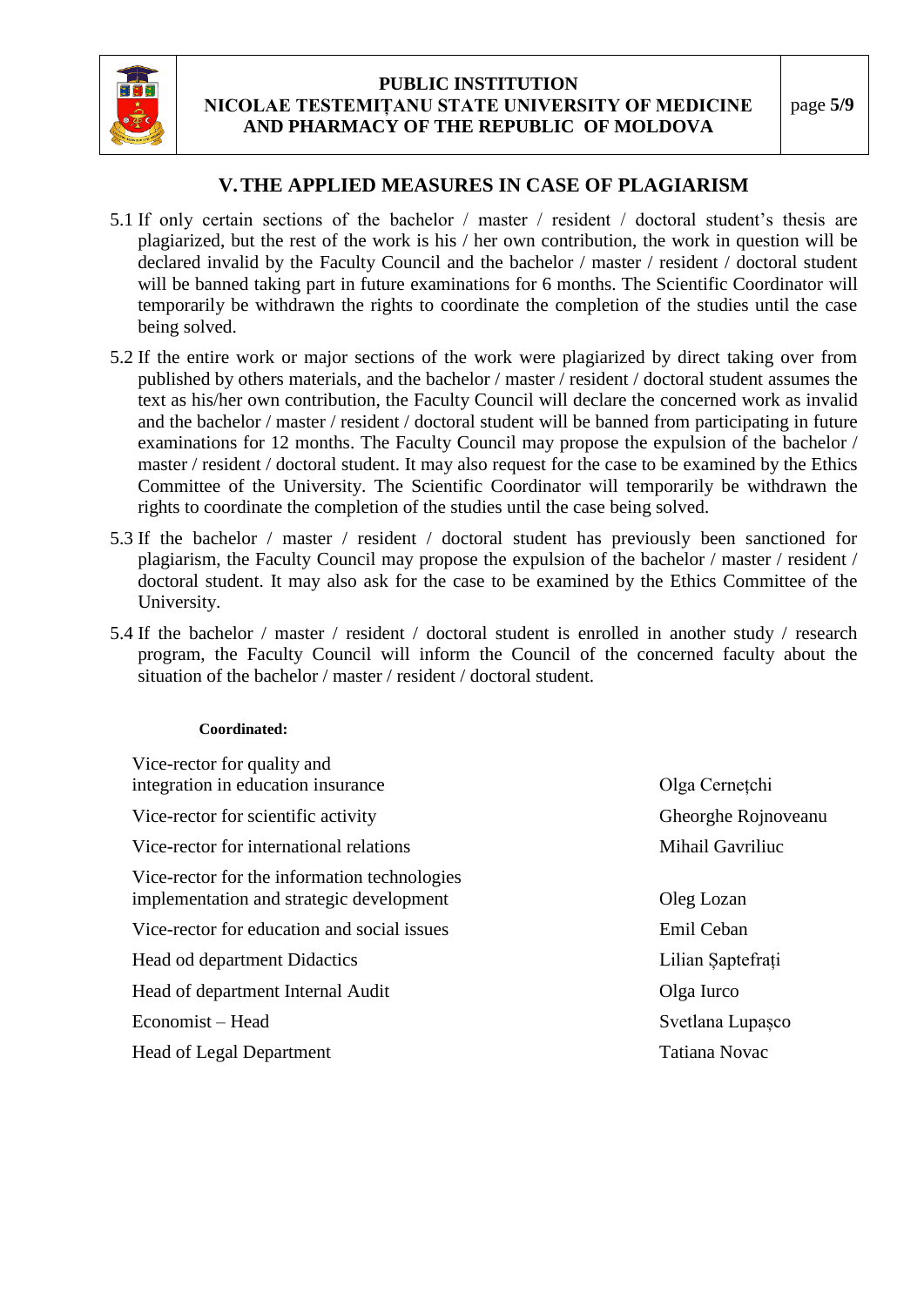## V. THE APPLIED MEASURES IN CASE OF PLAGIARISM

5.1 If only certain sections of the bachelor / master / resident / doctoral student's thesis are plagiarized, but the rest of the work is his / her own contribution, the work in question will be declared invalid by the Faculty Council and the bachelor / master / resident / doctoral student will be banned taking part in future examinations for 6 months. The Scientific Coordinator will temporarily be withdrawn the rights to coordinate the completion of the studies until the case being solved.

5.2 If the entire work or major sections of the work were plagiarized by direct taking over from published by others materials, and the bachelor / master / resident / doctoral student assumes the text as his/her own contribution, the Faculty Council will declare the concerned work as invalid and the bachelor / master / resident / doctoral student will be banned from participating in future examinations for 12 months. The Faculty Council may propose the expulsion of the bachelor / master / resident / doctoral student. It may also request for the case to be examined by the Ethics Committee of the University. The Scientific Coordinator will temporarily be withdrawn the rights to coordinate the completion of the studies until the case being solved.

5.3 If the bachelor / master / resident / doctoral student has previously been sanctioned for plagiarism, the Faculty Council may propose the expulsion of the bachelor / master / resident / doctoral student. It may also ask for the case to be examined by the Ethics Committee of the University.

5.4 If the bachelor / master / resident / doctoral student is enrolled in another study / research program, the Faculty Council will inform the Council of the concerned faculty about the situation of the bachelor / master / resident / doctoral student.

**Coordinated:**

| | |
|---|---|
| Vice-rector for quality and integration in education insurance | Olga Cernețchi |
| Vice-rector for scientific activity | Gheorghe Rojnoveanu |
| Vice-rector for international relations | Mihail Gavriliuc |
| Vice-rector for the information technologies implementation and strategic development | Oleg Lozan |
| Vice-rector for education and social issues | Emil Ceban |
| Head od department Didactics | Lilian Șaptefrați |
| Head of department Internal Audit | Olga Iurco |
| Economist – Head | Svetlana Lupașco |
| Head of Legal Department | Tatiana Novac |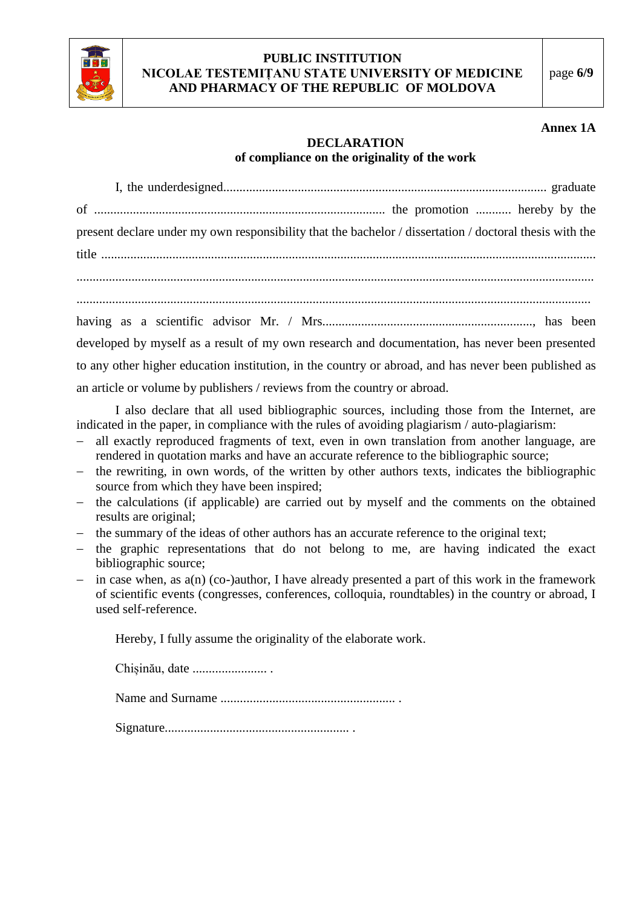**Annex 1A**

**DECLARATION**
**of compliance on the originality of the work**

I, the underdesigned.................................................................................................. graduate of ......................................................................................... the promotion ........... hereby by the present declare under my own responsibility that the bachelor / dissertation / doctoral thesis with the title ......................................................................................................................................................
.............................................................................................................................................................
.............................................................................................................................................................
having as a scientific advisor Mr. / Mrs................................................................, has been developed by myself as a result of my own research and documentation, has never been presented to any other higher education institution, in the country or abroad, and has never been published as an article or volume by publishers / reviews from the country or abroad.

I also declare that all used bibliographic sources, including those from the Internet, are indicated in the paper, in compliance with the rules of avoiding plagiarism / auto-plagiarism:

- all exactly reproduced fragments of text, even in own translation from another language, are rendered in quotation marks and have an accurate reference to the bibliographic source;
- the rewriting, in own words, of the written by other authors texts, indicates the bibliographic source from which they have been inspired;
- the calculations (if applicable) are carried out by myself and the comments on the obtained results are original;
- the summary of the ideas of other authors has an accurate reference to the original text;
- the graphic representations that do not belong to me, are having indicated the exact bibliographic source;
- in case when, as a(n) (co-)author, I have already presented a part of this work in the framework of scientific events (congresses, conferences, colloquia, roundtables) in the country or abroad, I used self-reference.

Hereby, I fully assume the originality of the elaborate work.

Chișinău, date ....................... .

Name and Surname ..................................................... .

Signature........................................................ .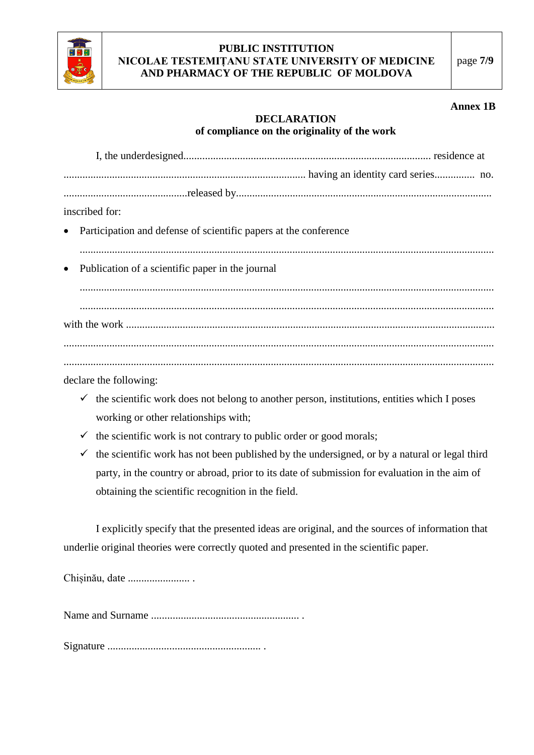**Annex 1B**

**DECLARATION**
**of compliance on the originality of the work**

I, the underdesigned.............................................................................................. residence at ......................................................................................... having an identity card series............... no. ..............................................released by..............................................................................................
inscribed for:

- Participation and defense of scientific papers at the conference
  .......................................................................................................................................
- Publication of a scientific paper in the journal
  .......................................................................................................................................
  .......................................................................................................................................

with the work .......................................................................................................................
.............................................................................................................................................
.............................................................................................................................................
declare the following:

- ✓ the scientific work does not belong to another person, institutions, entities which I poses working or other relationships with;
- ✓ the scientific work is not contrary to public order or good morals;
- ✓ the scientific work has not been published by the undersigned, or by a natural or legal third party, in the country or abroad, prior to its date of submission for evaluation in the aim of obtaining the scientific recognition in the field.

I explicitly specify that the presented ideas are original, and the sources of information that underlie original theories were correctly quoted and presented in the scientific paper.

Chișinău, date ....................... .

Name and Surname ...................................................... .

Signature ........................................................ .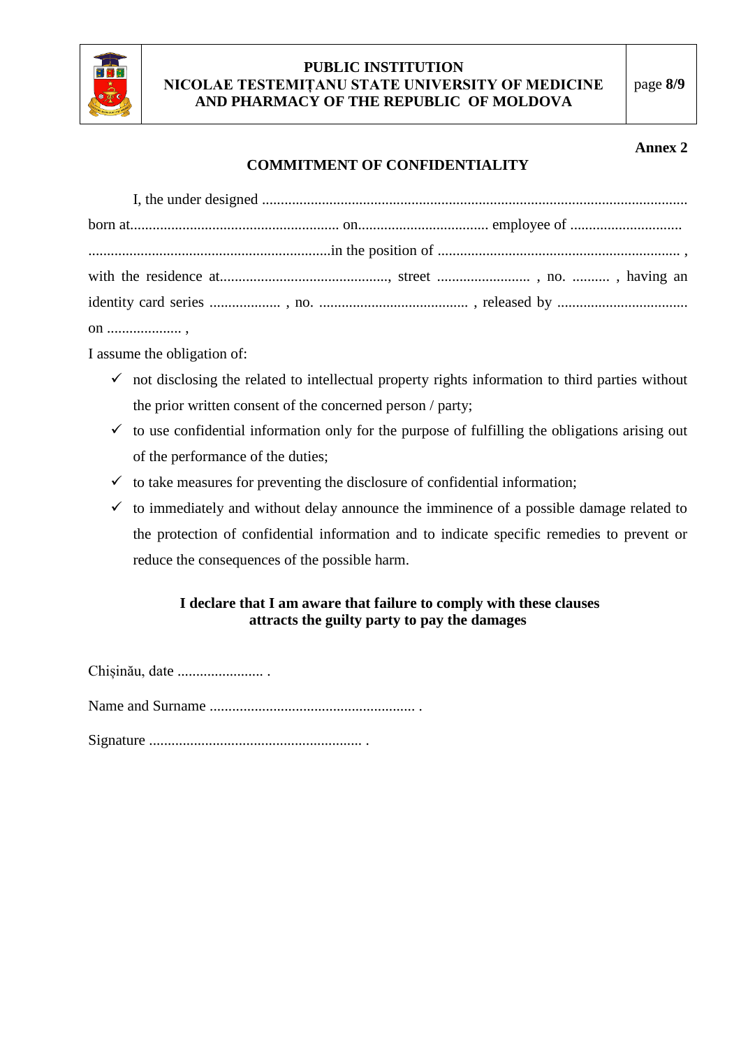**Annex 2**

## COMMITMENT OF CONFIDENTIALITY

I, the under designed ................................................................................................................
born at........................................................ on................................... employee of .............................
.................................................................in the position of ................................................................. ,
with the residence at............................................., street ......................... , no. .......... , having an identity card series ................... , no. ........................................ , released by ...................................
on .................... ,

I assume the obligation of:

- ✓ not disclosing the related to intellectual property rights information to third parties without the prior written consent of the concerned person / party;
- ✓ to use confidential information only for the purpose of fulfilling the obligations arising out of the performance of the duties;
- ✓ to take measures for preventing the disclosure of confidential information;
- ✓ to immediately and without delay announce the imminence of a possible damage related to the protection of confidential information and to indicate specific remedies to prevent or reduce the consequences of the possible harm.

**I declare that I am aware that failure to comply with these clauses attracts the guilty party to pay the damages**

Chișinău, date ....................... .

Name and Surname ...................................................... .

Signature ........................................................ .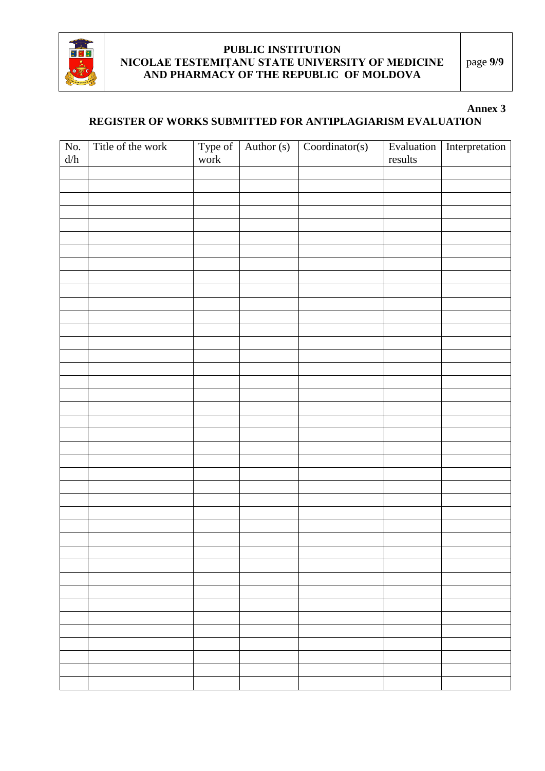**Annex 3**

## REGISTER OF WORKS SUBMITTED FOR ANTIPLAGIARISM EVALUATION

| No. d/h | Title of the work | Type of work | Author (s) | Coordinator(s) | Evaluation results | Interpretation |
|---|---|---|---|---|---|---|
| | | | | | | |
| | | | | | | |
| | | | | | | |
| | | | | | | |
| | | | | | | |
| | | | | | | |
| | | | | | | |
| | | | | | | |
| | | | | | | |
| | | | | | | |
| | | | | | | |
| | | | | | | |
| | | | | | | |
| | | | | | | |
| | | | | | | |
| | | | | | | |
| | | | | | | |
| | | | | | | |
| | | | | | | |
| | | | | | | |
| | | | | | | |
| | | | | | | |
| | | | | | | |
| | | | | | | |
| | | | | | | |
| | | | | | | |
| | | | | | | |
| | | | | | | |
| | | | | | | |
| | | | | | | |
| | | | | | | |
| | | | | | | |
| | | | | | | |
| | | | | | | |
| | | | | | | |
| | | | | | | |
| | | | | | | |
| | | | | | | |
| | | | | | | |
| | | | | | | |